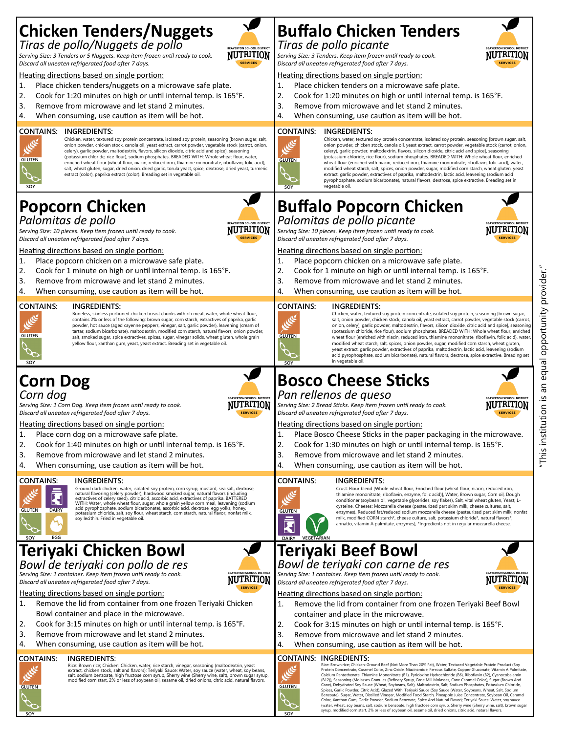## Chicken Tenders/Nuggets

*Tiras de pollo/Nuggets de pollo*

*Serving Size: 3 Tenders or 5 Nuggets. Keep item frozen until ready to cook. Discard all uneaten refrigerated food after 7 days.*

Heating directions based on single portion:

1. Place chicken tenders/nuggets on a microwave safe plate.
2. Cook for 1:20 minutes on high or until internal temp. is 165°F.
3. Remove from microwave and let stand 2 minutes.
4. When consuming, use caution as item will be hot.

**CONTAINS:** GLUTEN, SOY

**INGREDIENTS:** Chicken, water, textured soy protein concentrate, isolated soy protein, seasoning [brown sugar, salt, onion powder, chicken stock, canola oil, yeast extract, carrot powder, vegetable stock (carrot, onion, celery), garlic powder, maltodextrin, flavors, silicon dioxide, citric acid and spice), seasoning (potassium chloride, rice flour), sodium phosphates. BREADED WITH: Whole wheat flour, water, enriched wheat flour (wheat flour, niacin, reduced iron, thiamine mononitrate, riboflavin, folic acid), salt, wheat gluten, sugar, dried onion, dried garlic, torula yeast, spice, dextrose, dried yeast, turmeric extract (color), paprika extract (color). Breading set in vegetable oil.

## Buffalo Chicken Tenders

*Tiras de pollo picante*

*Serving Size: 3 Tenders. Keep item frozen until ready to cook. Discard all uneaten refrigerated food after 7 days.*

Heating directions based on single portion:

1. Place chicken tenders on a microwave safe plate.
2. Cook for 1:20 minutes on high or until internal temp. is 165°F.
3. Remove from microwave and let stand 2 minutes.
4. When consuming, use caution as item will be hot.

**CONTAINS:** GLUTEN, SOY

**INGREDIENTS:** Chicken, water, textured soy protein concentrate, isolated soy protein, seasoning [brown sugar, salt, onion powder, chicken stock, canola oil, yeast extract, carrot powder, vegetable stock (carrot, onion, celery), garlic powder, maltodextrin, flavors, silicon dioxide, citric acid and spice), seasoning (potassium chloride, rice flour), sodium phosphates. BREADED WITH: Whole wheat flour, enriched wheat flour (enriched with niacin, reduced iron, thiamine mononitrate, riboflavin, folic acid), water, modified wheat starch, salt, spices, onion powder, sugar, modified corn starch, wheat gluten, yeast extract, garlic powder, extractives of paprika, maltodextrin, lactic acid, leavening (sodium acid pyrophosphate, sodium bicarbonate), natural flavors, dextrose, spice extractive. Breading set in vegetable oil.

## Popcorn Chicken

*Palomitas de pollo*

*Serving Size: 10 pieces. Keep item frozen until ready to cook. Discard all uneaten refrigerated food after 7 days.*

Heating directions based on single portion:

1. Place popcorn chicken on a microwave safe plate.
2. Cook for 1 minute on high or until internal temp. is 165°F.
3. Remove from microwave and let stand 2 minutes.
4. When consuming, use caution as item will be hot.

**CONTAINS:** GLUTEN, SOY

**INGREDIENTS:** Boneless, skinless portioned chicken breast chunks with rib meat, water, whole wheat flour, contains 2% or less of the following: brown sugar, corn starch, extractives of paprika, garlic powder, hot sauce (aged cayenne peppers, vinegar, salt, garlic powder), leavening (cream of tartar, sodium bicarbonate), maltodextrin, modified corn starch, natural flavors, onion powder, salt, smoked sugar, spice extractives, spices, sugar, vinegar solids, wheat gluten, whole grain yellow flour, xanthan gum, yeast, yeast extract. Breading set in vegetable oil.

## Buffalo Popcorn Chicken

*Palomitas de pollo picante*

*Serving Size: 10 pieces. Keep item frozen until ready to cook. Discard all uneaten refrigerated food after 7 days.*

Heating directions based on single portion:

1. Place popcorn chicken on a microwave safe plate.
2. Cook for 1 minute on high or until internal temp. is 165°F.
3. Remove from microwave and let stand 2 minutes.
4. When consuming, use caution as item will be hot.

**CONTAINS:** GLUTEN, SOY

**INGREDIENTS:** Chicken, water, textured soy protein concentrate, isolated soy protein, seasoning [brown sugar, salt, onion powder, chicken stock, canola oil, yeast extract, carrot powder, vegetable stock (carrot, onion, celery), garlic powder, maltodextrin, flavors, silicon dioxide, citric acid and spice), seasoning (potassium chloride, rice flour), sodium phosphates. BREADED WITH: Whole wheat flour, enriched wheat flour (enriched with niacin, reduced iron, thiamine mononitrate, riboflavin, folic acid), water, modified wheat starch, salt, spices, onion powder, sugar, modified corn starch, wheat gluten, yeast extract, garlic powder, extractives of paprika, maltodextrin, lactic acid, leavening (sodium acid pyrophosphate, sodium bicarbonate), natural flavors, dextrose, spice extractive. Breading set in vegetable oil.

## Corn Dog

*Corn dog*

*Serving Size: 1 Corn Dog. Keep item frozen until ready to cook. Discard all uneaten refrigerated food after 7 days.*

Heating directions based on single portion:

1. Place corn dog on a microwave safe plate.
2. Cook for 1:40 minutes on high or until internal temp. is 165°F.
3. Remove from microwave and let stand 2 minutes.
4. When consuming, use caution as item will be hot.

**CONTAINS:** GLUTEN, DAIRY, SOY, EGG

**INGREDIENTS:** Ground dark chicken, water, isolated soy protein, corn syrup, mustard, sea salt, dextrose, natural flavoring (celery powder), hardwood smoked sugar, natural flavors (including extractives of celery seed), citric acid, ascorbic acid, extractives of paprika. BATTERED WITH: Water, whole wheat flour, sugar, whole grain yellow corn meal, leavening (sodium acid pyrophosphate, sodium bicarbonate), ascorbic acid, dextrose, egg yolks, honey, potassium chloride, salt, soy flour, wheat starch, corn starch, natural flavor, nonfat milk, soy lecithin. Fried in vegetable oil.

## Bosco Cheese Sticks

*Pan rellenos de queso*

*Serving Size: 2 Bread Sticks. Keep item frozen until ready to cook. Discard all uneaten refrigerated food after 7 days.*

Heating directions based on single portion:

1. Place Bosco Cheese Sticks in the paper packaging in the microwave.
2. Cook for 1:30 minutes on high or until internal temp. is 165°F.
3. Remove from microwave and let stand 2 minutes.
4. When consuming, use caution as item will be hot.

**CONTAINS:** GLUTEN, DAIRY, VEGETARIAN

**INGREDIENTS:** Crust: Flour blend [Whole-wheat flour, Enriched flour (wheat flour, niacin, reduced iron, thiamine mononitrate, riboflavin, enzyme, folic acid)], Water, Brown sugar, Corn oil, Dough conditioner (soybean oil, vegetable glycerides, soy flakes), Salt, Vital wheat gluten, Yeast, L-cysteine. Cheeses: Mozzarella cheese (pasteurized part skim milk, cheese cultures, salt, enzymes). Reduced fat/reduced sodium mozzarella cheese (pasteurized part skim milk, nonfat milk, modified CORN starch*, cheese culture, salt, potassium chloride*, natural flavors*, annatto, vitamin A palmitate, enzymes), *Ingredients not in regular mozzarella cheese.

## Teriyaki Chicken Bowl

*Bowl de teriyaki con pollo de res*

*Serving Size: 1 container. Keep item frozen until ready to cook. Discard all uneaten refrigerated food after 7 days.*

Heating directions based on single portion:

1. Remove the lid from container from one frozen Teriyaki Chicken Bowl container and place in the microwave.
2. Cook for 3:15 minutes on high or until internal temp. is 165°F.
3. Remove from microwave and let stand 2 minutes.
4. When consuming, use caution as item will be hot.

**CONTAINS:** GLUTEN, SOY

**INGREDIENTS:** Rice: Brown rice; Chicken: Chicken, water, rice starch, vinegar, seasoning (maltodextrin, yeast extract, chicken stock, salt and flavors); Teriyaki Sauce: Water, soy sauce (water, wheat, soy beans, salt, sodium benzoate, high fructose corn syrup, Sherry wine (Sherry wine, salt), brown sugar syrup, modified corn start, 2% or less of soybean oil, sesame oil, dried onions, citric acid, natural flavors.

## Teriyaki Beef Bowl

*Bowl de teriyaki con carne de res*

*Serving Size: 1 container. Keep item frozen until ready to cook. Discard all uneaten refrigerated food after 7 days.*

Heating directions based on single portion:

1. Remove the lid from container from one frozen Teriyaki Beef Bowl container and place in the microwave.
2. Cook for 3:15 minutes on high or until internal temp. is 165°F.
3. Remove from microwave and let stand 2 minutes.
4. When consuming, use caution as item will be hot.

**CONTAINS:** GLUTEN, SOY

**INGREDIENTS:** Rice: Brown rice; Chicken: Ground Beef (Not More Than 20% Fat), Water, Textured Vegetable Protein Product (Soy Protein Concentrate, Caramel Color, Zinc Oxide, Niacinamide, Ferrous Sulfate, Copper Gluconate, Vitamin A Palmitate, Calcium Pantothenate, Thiamine Mononitrate (B1), Pyridoxine Hydrochloride (B6), Riboflavin (B2), Cyanocobalamin (B12)), Seasoning (Molasses Granules (Refinery Syrup, Cane Mill Molasses, Cane Caramel Color), Sugar (Brown And Cane), Dehydrated Soy Sauce (Wheat, Soybeans, Salt), Maltodextrin, Salt, Sodium Phosphates, Potassium Chloride, Spices, Garlic Powder, Citric Acid). Glazed With: Teriyaki Sauce (Soy Sauce (Water, Soybeans, Wheat, Salt, Sodium Benzoate), Sugar, Water, Distilled Vinegar, Modified Food Starch, Pineapple Juice Concentrate, Soybean Oil, Caramel Color, Xanthan Gum, Garlic Powder, Sodium Benzoate, Spice And Natural Flavor); Teriyaki Sauce: Water, soy sauce (water, wheat, soy beans, salt, sodium benzoate, high fructose corn syrup, Sherry wine (Sherry wine, salt), brown sugar syrup, modified corn start, 2% or less of soybean oil, sesame oil, dried onions, citric acid, natural flavors.

"This institution is an equal opportunity provider."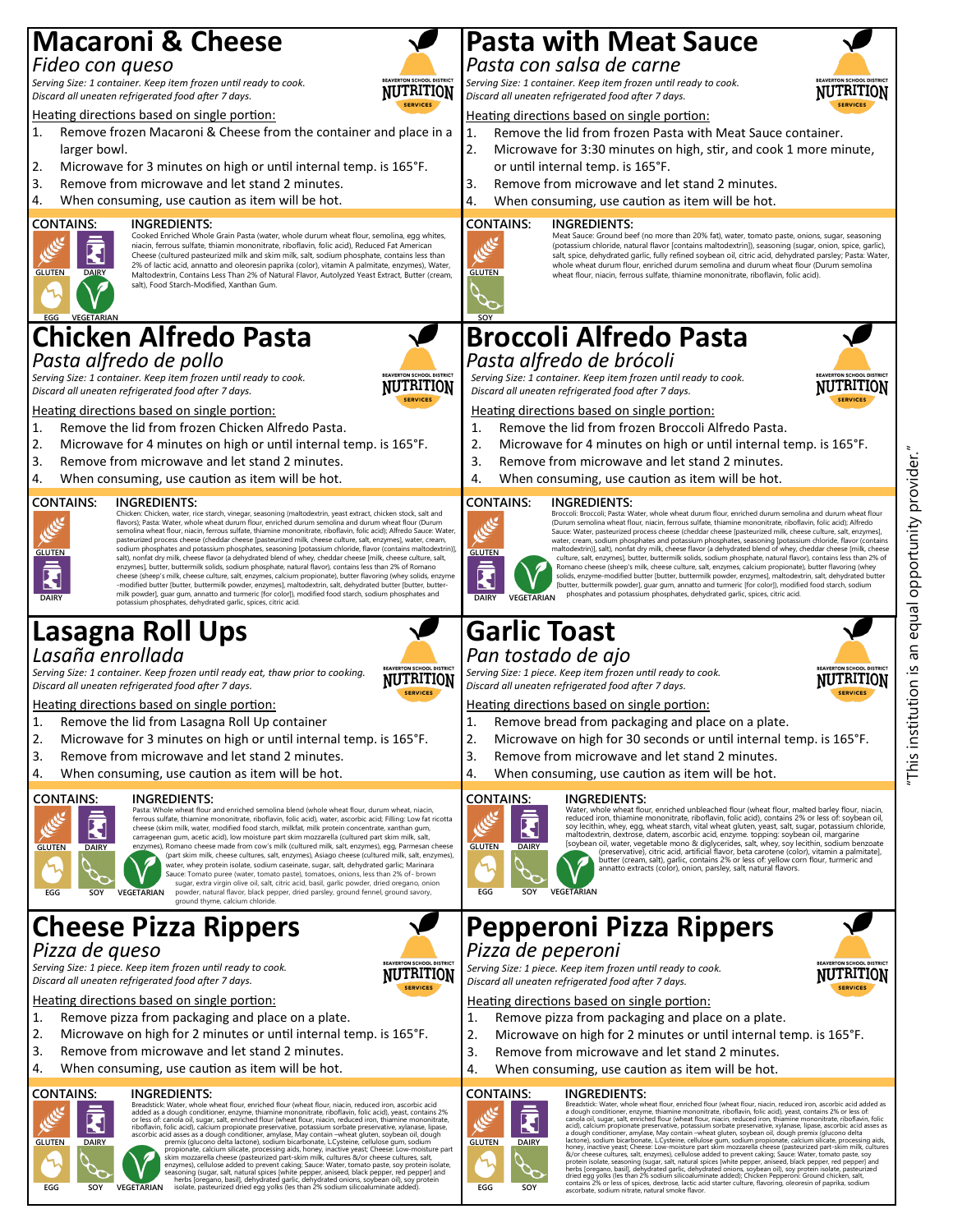## Macaroni & Cheese

*Fideo con queso*

*Serving Size: 1 container. Keep item frozen until ready to cook.*
*Discard all uneaten refrigerated food after 7 days.*

Heating directions based on single portion:

1. Remove frozen Macaroni & Cheese from the container and place in a larger bowl.
2. Microwave for 3 minutes on high or until internal temp. is 165°F.
3. Remove from microwave and let stand 2 minutes.
4. When consuming, use caution as item will be hot.

**CONTAINS:** GLUTEN, DAIRY, EGG, VEGETARIAN

**INGREDIENTS:** Cooked Enriched Whole Grain Pasta (water, whole durum wheat flour, semolina, egg whites, niacin, ferrous sulfate, thiamin mononitrate, riboflavin, folic acid), Reduced Fat American Cheese (cultured pasteurized milk and skim milk, salt, sodium phosphate, contains less than 2% of lactic acid, annatto and oleoresin paprika (color), vitamin A palmitate, enzymes), Water, Maltodextrin, Contains Less Than 2% of Natural Flavor, Autolyzed Yeast Extract, Butter (cream, salt), Food Starch-Modified, Xanthan Gum.

## Pasta with Meat Sauce

*Pasta con salsa de carne*

*Serving Size: 1 container. Keep item frozen until ready to cook.*
*Discard all uneaten refrigerated food after 7 days.*

Heating directions based on single portion:

1. Remove the lid from frozen Pasta with Meat Sauce container.
2. Microwave for 3:30 minutes on high, stir, and cook 1 more minute, or until internal temp. is 165°F.
3. Remove from microwave and let stand 2 minutes.
4. When consuming, use caution as item will be hot.

**CONTAINS:** GLUTEN, SOY

**INGREDIENTS:** Meat Sauce: Ground beef (no more than 20% fat), water, tomato paste, onions, sugar, seasoning (potassium chloride, natural flavor [contains maltodextrin]), seasoning (sugar, onion, spice, garlic), salt, spice, dehydrated garlic, fully refined soybean oil, citric acid, dehydrated parsley; Pasta: Water, whole wheat durum flour, enriched durum semolina and durum wheat flour (Durum semolina wheat flour, niacin, ferrous sulfate, thiamine mononitrate, riboflavin, folic acid).

## Chicken Alfredo Pasta

*Pasta alfredo de pollo*

*Serving Size: 1 container. Keep item frozen until ready to cook.*
*Discard all uneaten refrigerated food after 7 days.*

Heating directions based on single portion:

1. Remove the lid from frozen Chicken Alfredo Pasta.
2. Microwave for 4 minutes on high or until internal temp. is 165°F.
3. Remove from microwave and let stand 2 minutes.
4. When consuming, use caution as item will be hot.

**CONTAINS:** GLUTEN, DAIRY

**INGREDIENTS:** Chicken: Chicken, water, rice starch, vinegar, seasoning (maltodextrin, yeast extract, chicken stock, salt and flavors); Pasta: Water, whole wheat durum flour, enriched durum semolina and durum wheat flour (Durum semolina wheat flour, niacin, ferrous sulfate, thiamine mononitrate, riboflavin, folic acid); Alfredo Sauce: Water, pasteurized process cheese (cheddar cheese [pasteurized milk, cheese culture, salt, enzymes], water, cream, sodium phosphates and potassium phosphates, seasoning [potassium chloride, flavor (contains maltodextrin)], salt), nonfat dry milk, cheese flavor (a dehydrated blend of whey, cheddar cheese [milk, cheese culture, salt, enzymes], butter, buttermilk solids, sodium phosphate, natural flavor), contains less than 2% of Romano cheese (sheep's milk, cheese culture, salt, enzymes, calcium propionate), butter flavoring (whey solids, enzyme -modified butter [butter, buttermilk powder, enzymes], maltodextrin, salt, dehydrated butter [butter, buttermilk powder], guar gum, annatto and tumeric [for color]), modified food starch, sodium phosphates and potassium phosphates, dehydrated garlic, spices, citric acid.

## Broccoli Alfredo Pasta

*Pasta alfredo de brócoli*

*Serving Size: 1 container. Keep item frozen until ready to cook.*
*Discard all uneaten refrigerated food after 7 days.*

Heating directions based on single portion:

1. Remove the lid from frozen Broccoli Alfredo Pasta.
2. Microwave for 4 minutes on high or until internal temp. is 165°F.
3. Remove from microwave and let stand 2 minutes.
4. When consuming, use caution as item will be hot.

**CONTAINS:** GLUTEN, DAIRY, VEGETARIAN

**INGREDIENTS:** Broccoli: Broccoli; Pasta: Water, whole wheat durum flour, enriched durum semolina and durum wheat flour (Durum semolina wheat flour, niacin, ferrous sulfate, thiamine mononitrate, riboflavin, folic acid); Alfredo Sauce: Water, pasteurized process cheese (cheddar cheese [pasteurized milk, cheese culture, salt, enzymes], water, cream, sodium phosphates and potassium phosphates, seasoning [potassium chloride, flavor (contains maltodextrin)], salt), nonfat dry milk, cheese flavor (a dehydrated blend of whey, cheddar cheese [milk, cheese culture, salt, enzymes], butter, buttermilk solids, sodium phosphate, natural flavor), contains less than 2% of Romano cheese (sheep's milk, cheese culture, salt, enzymes, calcium propionate), butter flavoring (whey solids, enzyme-modified butter [butter, buttermilk powder, enzymes], maltodextrin, salt, dehydrated butter [butter, buttermilk powder], guar gum, annatto and turmeric [for color]), modified food starch, sodium phosphates and potassium phosphates, dehydrated garlic, spices, citric acid.

## Lasagna Roll Ups

*Lasaña enrollada*

*Serving Size: 1 container. Keep frozen until ready eat, thaw prior to cooking.*
*Discard all uneaten refrigerated food after 7 days.*

Heating directions based on single portion:

1. Remove the lid from Lasagna Roll Up container
2. Microwave for 3 minutes on high or until internal temp. is 165°F.
3. Remove from microwave and let stand 2 minutes.
4. When consuming, use caution as item will be hot.

**CONTAINS:** GLUTEN, DAIRY, EGG, SOY, VEGETARIAN

**INGREDIENTS:** Pasta: Whole wheat flour and enriched semolina blend (whole wheat flour, durum wheat, niacin, ferrous sulfate, thiamine mononitrate, riboflavin, folic acid), water, ascorbic acid; Filling: Low fat ricotta cheese (skim milk, water, modified food starch, milkfat, milk protein concentrate, xanthan gum, carrageenan gum, acetic acid), low moisture part skim mozzarella (cultured part skim milk, salt, enzymes), Romano cheese made from cow's milk (cultured milk, salt, enzymes), egg, Parmesan cheese (part skim milk, cheese cultures, salt, enzymes), Asiago cheese (cultured milk, salt, enzymes), water, whey protein isolate, sodium caseinate, sugar, salt, dehydrated garlic; Marinara Sauce: Tomato puree (water, tomato paste), tomatoes, onions, less than 2% of- brown sugar, extra virgin olive oil, salt, citric acid, basil, garlic powder, dried oregano, onion powder, natural flavor, black pepper, dried parsley, ground fennel, ground savory, ground thyme, calcium chloride.

## Garlic Toast

*Pan tostado de ajo*

*Serving Size: 1 piece. Keep item frozen until ready to cook.*
*Discard all uneaten refrigerated food after 7 days.*

Heating directions based on single portion:

1. Remove bread from packaging and place on a plate.
2. Microwave on high for 30 seconds or until internal temp. is 165°F.
3. Remove from microwave and let stand 2 minutes.
4. When consuming, use caution as item will be hot.

**CONTAINS:** GLUTEN, DAIRY, EGG, SOY, VEGETARIAN

**INGREDIENTS:** Water, whole wheat flour, enriched unbleached flour (wheat flour, malted barley flour, niacin, reduced iron, thiamine mononitrate, riboflavin, folic acid), yeast, contains 2% or less of: soybean oil, soy lecithin, whey, egg, wheat starch, vital wheat gluten, yeast, salt, sugar, potassium chloride, maltodextrin, dextrose, datem, ascorbic acid, enzyme. topping: soybean oil, margarine [soybean oil, water, vegetable mono & diglycerides, salt, whey, soy lecithin, sodium benzoate (preservative), citric acid, artificial flavor, beta carotene (color), vitamin a palmitate], butter (cream, salt), garlic, contains 2% or less of: yellow corn flour, turmeric and annatto extracts (color), onion, parsley, salt, natural flavors.

## Cheese Pizza Rippers

*Pizza de queso*

*Serving Size: 1 piece. Keep item frozen until ready to cook.*
*Discard all uneaten refrigerated food after 7 days.*

Heating directions based on single portion:

1. Remove pizza from packaging and place on a plate.
2. Microwave on high for 2 minutes or until internal temp. is 165°F.
3. Remove from microwave and let stand 2 minutes.
4. When consuming, use caution as item will be hot.

**CONTAINS:** GLUTEN, DAIRY, EGG, SOY, VEGETARIAN

**INGREDIENTS:** Breadstick: Water, whole wheat flour, enriched flour (wheat flour, niacin, reduced iron, ascorbic acid added as a dough conditioner, enzyme, thiamine mononitrate, riboflavin, folic acid), yeast, contains 2% or less of: canola oil, sugar, salt, enriched flour (wheat flour, niacin, reduced iron, thiamine mononitrate, riboflavin, folic acid), calcium propionate preservative, potassium sorbate preservative, xylanase, lipase, ascorbic acid asses as a dough conditioner, amylase, May contain –wheat gluten, soybean oil, dough premix (glucono delta lactone), sodium bicarbonate, LCysteine, cellulose gum, sodium propionate, calcium silicate, processing aids, honey, inactive yeast; Cheese: Low-moisture part skim mozzarella cheese (pasteurized part-skim milk, cultures &/or cheese cultures, salt, enzymes), cellulose added to prevent caking; Sauce: Water, tomato paste, soy protein isolate, seasoning (sugar, salt, natural spices [white pepper, aniseed, black pepper, red pepper] and herbs [oregano, basil], dehydrated garlic, dehydrated onions, soybean oil), soy protein isolate, pasteurized dried egg yolks (less than 2% sodium silicoaluminate added).

## Pepperoni Pizza Rippers

*Pizza de peperoni*

*Serving Size: 1 piece. Keep item frozen until ready to cook.*
*Discard all uneaten refrigerated food after 7 days.*

Heating directions based on single portion:

1. Remove pizza from packaging and place on a plate.
2. Microwave on high for 2 minutes or until internal temp. is 165°F.
3. Remove from microwave and let stand 2 minutes.
4. When consuming, use caution as item will be hot.

**CONTAINS:** GLUTEN, DAIRY, EGG, SOY

**INGREDIENTS:** Breadstick: Water, whole wheat flour, enriched flour (wheat flour, niacin, reduced iron, ascorbic acid added as a dough conditioner, enzyme, thiamine mononitrate, riboflavin, folic acid), yeast, contains 2% or less of: canola oil, sugar, salt, enriched flour (wheat flour, niacin, reduced iron, thiamine mononitrate, riboflavin, folic acid), calcium propionate preservative, potassium sorbate preservative, xylanase, lipase, ascorbic acid asses as a dough conditioner, amylase, May contain –wheat gluten, soybean oil, dough premix (glucono delta lactone), sodium bicarbonate, LCysteine, cellulose gum, sodium propionate, calcium silicate, processing aids, honey, inactive yeast; Cheese: Low-moisture part skim mozzarella cheese (pasteurized part-skim milk, cultures &/or cheese cultures, salt, enzymes), cellulose added to prevent caking; Sauce: Water, tomato paste, soy protein isolate, seasoning (sugar, salt, natural spices [white pepper, aniseed, black pepper, red pepper] and herbs [oregano, basil], dehydrated garlic, dehydrated onions, soybean oil), soy protein isolate, pasteurized dried egg yolks (less than 2% sodium silicoaluminate added); Chicken Pepperoni: Ground chicken, salt, contains 2% or less of spices, dextrose, lactic acid starter culture, flavoring, oleoresin of paprika, sodium ascorbate, sodium nitrate, natural smoke flavor.

"This institution is an equal opportunity provider."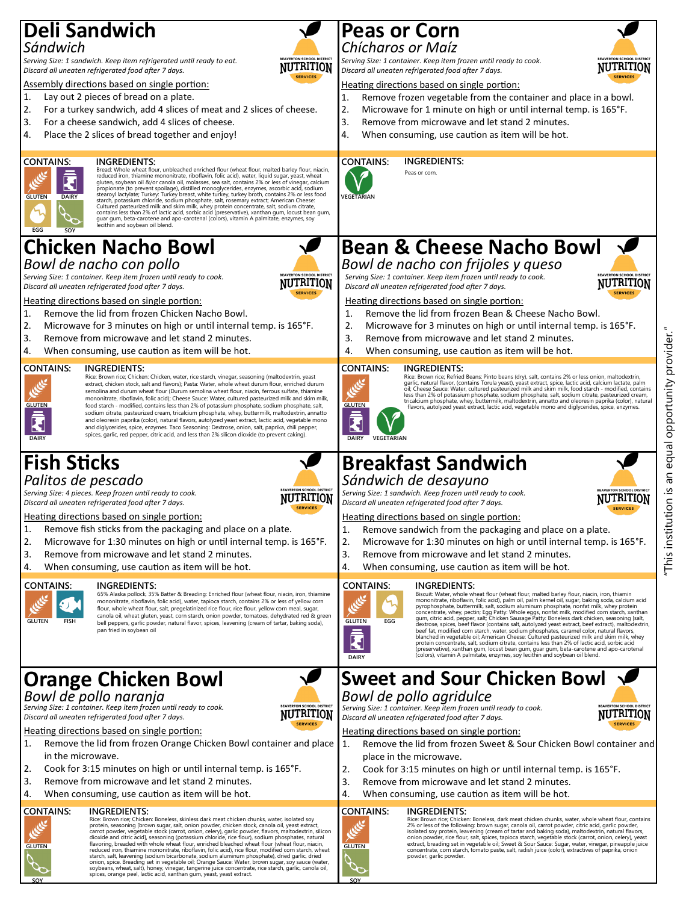# Deli Sandwich

*Sándwich*

*Serving Size: 1 sandwich. Keep item refrigerated until ready to eat.*
*Discard all uneaten refrigerated food after 7 days.*

BEAVERTON SCHOOL DISTRICT NUTRITION SERVICES

Assembly directions based on single portion:

1. Lay out 2 pieces of bread on a plate.
2. For a turkey sandwich, add 4 slices of meat and 2 slices of cheese.
3. For a cheese sandwich, add 4 slices of cheese.
4. Place the 2 slices of bread together and enjoy!

**CONTAINS:** GLUTEN, DAIRY, EGG, SOY

**INGREDIENTS:** Bread: Whole wheat flour, unbleached enriched flour (wheat flour, malted barley flour, niacin, reduced iron, thiamine mononitrate, riboflavin, folic acid), water, liquid sugar, yeast, wheat gluten, soybean oil &/or canola oil, molasses, sea salt, contains 2% or less of vinegar, calcium propionate (to prevent spoilage), distilled monoglycerides, enzymes, ascorbic acid, sodium stearoyl lactylate; Turkey: Turkey breast, white turkey, turkey broth, contains 2% or less food starch, potassium chloride, sodium phosphate, salt, rosemary extract; American Cheese: Cultured pasteurized milk and skim milk, whey protein concentrate, salt, sodium citrate, contains less than 2% of lactic acid, sorbic acid (preservative), xanthan gum, locust bean gum, guar gum, beta-carotene and apo-carotenal (colors), vitamin A palmitate, enzymes, soy lecithin and soybean oil blend.

# Peas or Corn

*Chícharos or Maíz*

*Serving Size: 1 container. Keep item frozen until ready to cook.*
*Discard all uneaten refrigerated food after 7 days.*

BEAVERTON SCHOOL DISTRICT NUTRITION SERVICES

Heating directions based on single portion:

1. Remove frozen vegetable from the container and place in a bowl.
2. Microwave for 1 minute on high or until internal temp. is 165°F.
3. Remove from microwave and let stand 2 minutes.
4. When consuming, use caution as item will be hot.

**CONTAINS:** VEGETARIAN

**INGREDIENTS:** Peas or corn.

# Chicken Nacho Bowl

*Bowl de nacho con pollo*

*Serving Size: 1 container. Keep item frozen until ready to cook.*
*Discard all uneaten refrigerated food after 7 days.*

BEAVERTON SCHOOL DISTRICT NUTRITION SERVICES

Heating directions based on single portion:

1. Remove the lid from frozen Chicken Nacho Bowl.
2. Microwave for 3 minutes on high or until internal temp. is 165°F.
3. Remove from microwave and let stand 2 minutes.
4. When consuming, use caution as item will be hot.

**CONTAINS:** GLUTEN, DAIRY

**INGREDIENTS:** Rice: Brown rice; Chicken: Chicken, water, rice starch, vinegar, seasoning (maltodextrin, yeast extract, chicken stock, salt and flavors); Pasta: Water, whole wheat durum flour, enriched durum semolina and durum wheat flour (Durum semolina wheat flour, niacin, ferrous sulfate, thiamine mononitrate, riboflavin, folic acid); Cheese Sauce: Water, cultured pasteurized milk and skim milk, food starch - modified, contains less than 2% of potassium phosphate, sodium phosphate, salt, sodium citrate, pasteurized cream, tricalcium phosphate, whey, buttermilk, maltodextrin, annatto and oleoresin paprika (color), natural flavors, autolyzed yeast extract, lactic acid, vegetable mono and diglycerides, spice, enzymes. Taco Seasoning: Dextrose, onion, salt, paprika, chili pepper, spices, garlic, red pepper, citric acid, and less than 2% silicon dioxide (to prevent caking).

# Bean & Cheese Nacho Bowl

*Bowl de nacho con frijoles y queso*

*Serving Size: 1 container. Keep item frozen until ready to cook.*
*Discard all uneaten refrigerated food after 7 days.*

BEAVERTON SCHOOL DISTRICT NUTRITION SERVICES

Heating directions based on single portion:

1. Remove the lid from frozen Bean & Cheese Nacho Bowl.
2. Microwave for 3 minutes on high or until internal temp. is 165°F.
3. Remove from microwave and let stand 2 minutes.
4. When consuming, use caution as item will be hot.

**CONTAINS:** GLUTEN, DAIRY, VEGETARIAN

**INGREDIENTS:** Rice: Brown rice; Refried Beans: Pinto beans (dry), salt, contains 2% or less onion, maltodextrin, garlic, natural flavor, (contains Torula yeast), yeast extract, spice, lactic acid, calcium lactate, palm oil; Cheese Sauce: Water, cultured pasteurized milk and skim milk, food starch - modified, contains less than 2% of potassium phosphate, sodium phosphate, salt, sodium citrate, pasteurized cream, tricalcium phosphate, whey, buttermilk, maltodextrin, annatto and oleoresin paprika (color), natural flavors, autolyzed yeast extract, lactic acid, vegetable mono and diglycerides, spice, enzymes.

# Fish Sticks

*Palitos de pescado*

*Serving Size: 4 pieces. Keep frozen until ready to cook.*
*Discard all uneaten refrigerated food after 7 days.*

BEAVERTON SCHOOL DISTRICT NUTRITION SERVICES

Heating directions based on single portion:

1. Remove fish sticks from the packaging and place on a plate.
2. Microwave for 1:30 minutes on high or until internal temp. is 165°F.
3. Remove from microwave and let stand 2 minutes.
4. When consuming, use caution as item will be hot.

**CONTAINS:** GLUTEN, FISH

**INGREDIENTS:** 65% Alaska pollock, 35% Batter & Breading: Enriched flour (wheat flour, niacin, iron, thiamine mononitrate, riboflavin, folic acid), water, tapioca starch, contains 2% or less of yellow corn flour, whole wheat flour, salt, pregelatinized rice flour, rice flour, yellow corn meal, sugar, canola oil, wheat gluten, yeast, corn starch, onion powder, tomatoes, dehydrated red & green bell peppers, garlic powder, natural flavor, spices, leavening (cream of tartar, baking soda), pan fried in soybean oil

# Breakfast Sandwich

*Sándwich de desayuno*

*Serving Size: 1 sandwich. Keep frozen until ready to cook.*
*Discard all uneaten refrigerated food after 7 days.*

BEAVERTON SCHOOL DISTRICT NUTRITION SERVICES

Heating directions based on single portion:

1. Remove sandwich from the packaging and place on a plate.
2. Microwave for 1:30 minutes on high or until internal temp. is 165°F.
3. Remove from microwave and let stand 2 minutes.
4. When consuming, use caution as item will be hot.

**CONTAINS:** GLUTEN, EGG, DAIRY

**INGREDIENTS:** Biscuit: Water, whole wheat flour (wheat flour, malted barley flour, niacin, iron, thiamin mononitrate, riboflavin, folic acid), palm oil, palm kernel oil, sugar, baking soda, calcium acid pyrophosphate, buttermilk, salt, sodium aluminum phosphate, nonfat milk, whey protein concentrate, whey, pectin; Egg Patty: Whole eggs, nonfat milk, modified corn starch, xanthan gum, citric acid, pepper, salt; Chicken Sausage Patty: Boneless dark chicken, seasoning [salt, dextrose, spices, beef flavor (contains salt, autolyzed yeast extract, beef extract), maltodextrin, beef fat, modified corn starch, water, sodium phosphates, caramel color, natural flavors, blanched in vegetable oil; American Cheese: Cultured pasteurized milk and skim milk, whey protein concentrate, salt, sodium citrate, contains less than 2% of lactic acid, sorbic acid (preservative), xanthan gum, locust bean gum, guar gum, beta-carotene and apo-carotenal (colors), vitamin A palmitate, enzymes, soy lecithin and soybean oil blend.

# Orange Chicken Bowl

*Bowl de pollo naranja*

*Serving Size: 1 container. Keep item frozen until ready to cook.*
*Discard all uneaten refrigerated food after 7 days.*

BEAVERTON SCHOOL DISTRICT NUTRITION SERVICES

Heating directions based on single portion:

1. Remove the lid from frozen Orange Chicken Bowl container and place in the microwave.
2. Cook for 3:15 minutes on high or until internal temp. is 165°F.
3. Remove from microwave and let stand 2 minutes.
4. When consuming, use caution as item will be hot.

**CONTAINS:** GLUTEN, SOY

**INGREDIENTS:** Rice: Brown rice; Chicken: Boneless, skinless dark meat chicken chunks, water, isolated soy protein, seasoning [brown sugar, salt, onion powder, chicken stock, canola oil, yeast extract, carrot powder, vegetable stock (carrot, onion, celery), garlic powder, flavors, maltodextrin, silicon dioxide and citric acid], seasoning (potassium chloride, rice flour), sodium phosphates, natural flavoring, breaded with whole wheat flour, enriched bleached wheat flour (wheat flour, niacin, reduced iron, thiamine mononitrate, riboflavin, folic acid), rice flour, modified corn starch, wheat starch, salt, leavening (sodium bicarbonate, sodium aluminum phosphate), dried garlic, dried onion, spice. Breading set in vegetable oil; Orange Sauce: Water, brown sugar, soy sauce (water, soybeans, wheat, salt), honey, vinegar, tangerine juice concentrate, rice starch, garlic, canola oil, spices, orange peel, lactic acid, xanthan gum, yeast, yeast extract.

# Sweet and Sour Chicken Bowl

*Bowl de pollo agridulce*

*Serving Size: 1 container. Keep item frozen until ready to cook.*
*Discard all uneaten refrigerated food after 7 days.*

BEAVERTON SCHOOL DISTRICT NUTRITION SERVICES

Heating directions based on single portion:

1. Remove the lid from frozen Sweet & Sour Chicken Bowl container and place in the microwave.
2. Cook for 3:15 minutes on high or until internal temp. is 165°F.
3. Remove from microwave and let stand 2 minutes.
4. When consuming, use caution as item will be hot.

**CONTAINS:** GLUTEN, SOY

**INGREDIENTS:** Rice: Brown rice; Chicken: Boneless, dark meat chicken chunks, water, whole wheat flour, contains 2% or less of the following: brown sugar, canola oil, carrot powder, citric acid, garlic powder, isolated soy protein, leavening (cream of tartar and baking soda), maltodextrin, natural flavors, onion powder, rice flour, salt, spices, tapioca starch, vegetable stock (carrot, onion, celery), yeast extract, breading set in vegetable oil; Sweet & Sour Sauce: Sugar, water, vinegar, pineapple juice concentrate, corn starch, tomato paste, salt, radish juice (color), extractives of paprika, onion powder, garlic powder.

"This institution is an equal opportunity provider."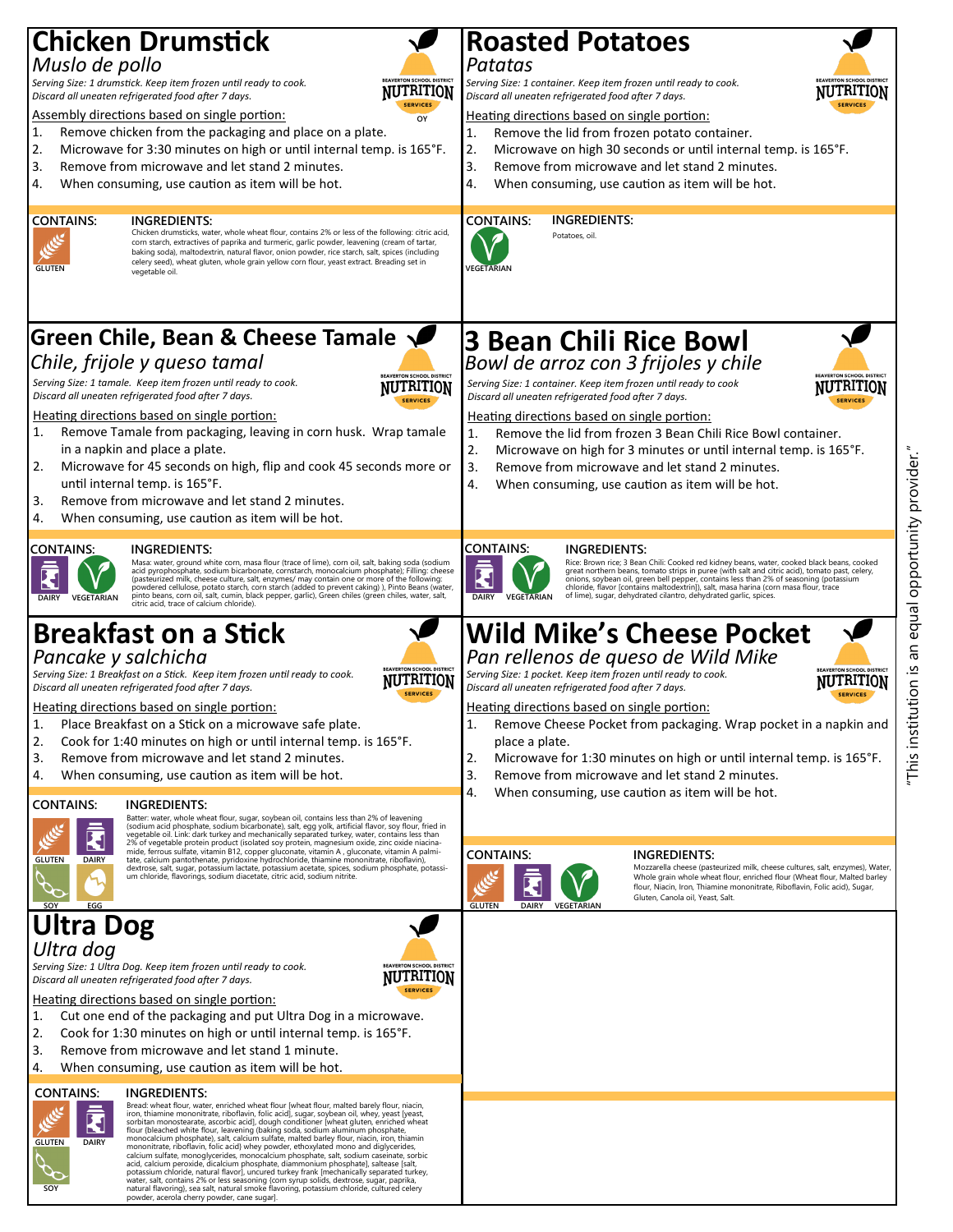## Chicken Drumstick

*Muslo de pollo*

*Serving Size: 1 drumstick. Keep item frozen until ready to cook. Discard all uneaten refrigerated food after 7 days.*

Assembly directions based on single portion:

1. Remove chicken from the packaging and place on a plate.
2. Microwave for 3:30 minutes on high or until internal temp. is 165°F.
3. Remove from microwave and let stand 2 minutes.
4. When consuming, use caution as item will be hot.

**CONTAINS:** GLUTEN

**INGREDIENTS:** Chicken drumsticks, water, whole wheat flour, contains 2% or less of the following: citric acid, corn starch, extractives of paprika and turmeric, garlic powder, leavening (cream of tartar, baking soda), maltodextrin, natural flavor, onion powder, rice starch, salt, spices (including celery seed), wheat gluten, whole grain yellow corn flour, yeast extract. Breading set in vegetable oil.

## Roasted Potatoes

*Patatas*

*Serving Size: 1 container. Keep item frozen until ready to cook. Discard all uneaten refrigerated food after 7 days.*

Heating directions based on single portion:

1. Remove the lid from frozen potato container.
2. Microwave on high 30 seconds or until internal temp. is 165°F.
3. Remove from microwave and let stand 2 minutes.
4. When consuming, use caution as item will be hot.

**CONTAINS:** VEGETARIAN

**INGREDIENTS:** Potatoes, oil.

## Green Chile, Bean & Cheese Tamale

*Chile, frijole y queso tamal*

*Serving Size: 1 tamale. Keep item frozen until ready to cook. Discard all uneaten refrigerated food after 7 days.*

Heating directions based on single portion:

1. Remove Tamale from packaging, leaving in corn husk. Wrap tamale in a napkin and place a plate.
2. Microwave for 45 seconds on high, flip and cook 45 seconds more or until internal temp. is 165°F.
3. Remove from microwave and let stand 2 minutes.
4. When consuming, use caution as item will be hot.

**CONTAINS:** DAIRY, VEGETARIAN

**INGREDIENTS:** Masa: water, ground white corn, masa flour (trace of lime), corn oil, salt, baking soda (sodium acid pyrophosphate, sodium bicarbonate, cornstarch, monocalcium phosphate); Filling: cheese (pasteurized milk, cheese culture, salt, enzymes/ may contain one or more of the following: powdered cellulose, potato starch, corn starch (added to prevent caking) ), Pinto Beans (water, pinto beans, corn oil, salt, cumin, black pepper, garlic), Green chiles (green chiles, water, salt, citric acid, trace of calcium chloride).

## 3 Bean Chili Rice Bowl

*Bowl de arroz con 3 frijoles y chile*

*Serving Size: 1 container. Keep item frozen until ready to cook Discard all uneaten refrigerated food after 7 days.*

Heating directions based on single portion:

1. Remove the lid from frozen 3 Bean Chili Rice Bowl container.
2. Microwave on high for 3 minutes or until internal temp. is 165°F.
3. Remove from microwave and let stand 2 minutes.
4. When consuming, use caution as item will be hot.

**CONTAINS:** DAIRY, VEGETARIAN

**INGREDIENTS:** Rice: Brown rice; 3 Bean Chili: Cooked red kidney beans, water, cooked black beans, cooked great northern beans, tomato strips in puree (with salt and citric acid), tomato past, celery, onions, soybean oil, green bell pepper, contains less than 2% of seasoning (potassium chloride, flavor [contains maltodextrin]), salt, masa harina (corn masa flour, trace of lime), sugar, dehydrated cilantro, dehydrated garlic, spices.

## Breakfast on a Stick

*Pancake y salchicha*

*Serving Size: 1 Breakfast on a Stick. Keep item frozen until ready to cook. Discard all uneaten refrigerated food after 7 days.*

Heating directions based on single portion:

1. Place Breakfast on a Stick on a microwave safe plate.
2. Cook for 1:40 minutes on high or until internal temp. is 165°F.
3. Remove from microwave and let stand 2 minutes.
4. When consuming, use caution as item will be hot.

**CONTAINS:** GLUTEN, DAIRY, SOY, EGG

**INGREDIENTS:** Batter: water, whole wheat flour, sugar, soybean oil, contains less than 2% of leavening (sodium acid phosphate, sodium bicarbonate), salt, egg yolk, artificial flavor, soy flour, fried in vegetable oil. Link: dark turkey and mechanically separated turkey, water, contains less than 2% of vegetable protein product (isolated soy protein, magnesium oxide, zinc oxide niacinamide, ferrous sulfate, vitamin B12, copper gluconate, vitamin A , gluconate, vitamin A palmitate, calcium pantothenate, pyridoxine hydrochloride, thiamine mononitrate, riboflavin), dextrose, salt, sugar, potassium lactate, potassium acetate, spices, sodium phosphate, potassium chloride, flavorings, sodium diacetate, citric acid, sodium nitrite.

## Wild Mike's Cheese Pocket

*Pan rellenos de queso de Wild Mike*

*Serving Size: 1 pocket. Keep item frozen until ready to cook. Discard all uneaten refrigerated food after 7 days.*

Heating directions based on single portion:

1. Remove Cheese Pocket from packaging. Wrap pocket in a napkin and place a plate.
2. Microwave for 1:30 minutes on high or until internal temp. is 165°F.
3. Remove from microwave and let stand 2 minutes.
4. When consuming, use caution as item will be hot.

**CONTAINS:** GLUTEN, DAIRY, VEGETARIAN

**INGREDIENTS:** Mozzarella cheese (pasteurized milk, cheese cultures, salt, enzymes), Water, Whole grain whole wheat flour, enriched flour (Wheat flour, Malted barley flour, Niacin, Iron, Thiamine mononitrate, Riboflavin, Folic acid), Sugar, Gluten, Canola oil, Yeast, Salt.

## Ultra Dog

*Ultra dog*

*Serving Size: 1 Ultra Dog. Keep item frozen until ready to cook. Discard all uneaten refrigerated food after 7 days.*

Heating directions based on single portion:

1. Cut one end of the packaging and put Ultra Dog in a microwave.
2. Cook for 1:30 minutes on high or until internal temp. is 165°F.
3. Remove from microwave and let stand 1 minute.
4. When consuming, use caution as item will be hot.

**CONTAINS:** GLUTEN, DAIRY, SOY

**INGREDIENTS:** Bread: wheat flour, water, enriched wheat flour [wheat flour, malted barely flour, niacin, iron, thiamine mononitrate, riboflavin, folic acid], sugar, soybean oil, whey, yeast [yeast, sorbitan monostearate, ascorbic acid], dough conditioner [wheat gluten, enriched wheat flour (bleached white flour, leavening (baking soda, sodium aluminum phosphate, monocalcium phosphate), salt, calcium sulfate, malted barley flour, niacin, iron, thiamin mononitrate, riboflavin, folic acid) whey powder, ethoxylated mono and diglycerides, calcium sulfate, monoglycerides, monocalcium phosphate, salt, sodium caseinate, sorbic acid, calcium peroxide, dicalcium phosphate, diammonium phosphate], saltease [salt, potassium chloride, natural flavor], uncured turkey frank [mechanically separated turkey, water, salt, contains 2% or less seasoning (corn syrup solids, dextrose, sugar, paprika, natural flavoring), sea salt, natural smoke flavoring, potassium chloride, cultured celery powder, acerola cherry powder, cane sugar].

"This institution is an equal opportunity provider."